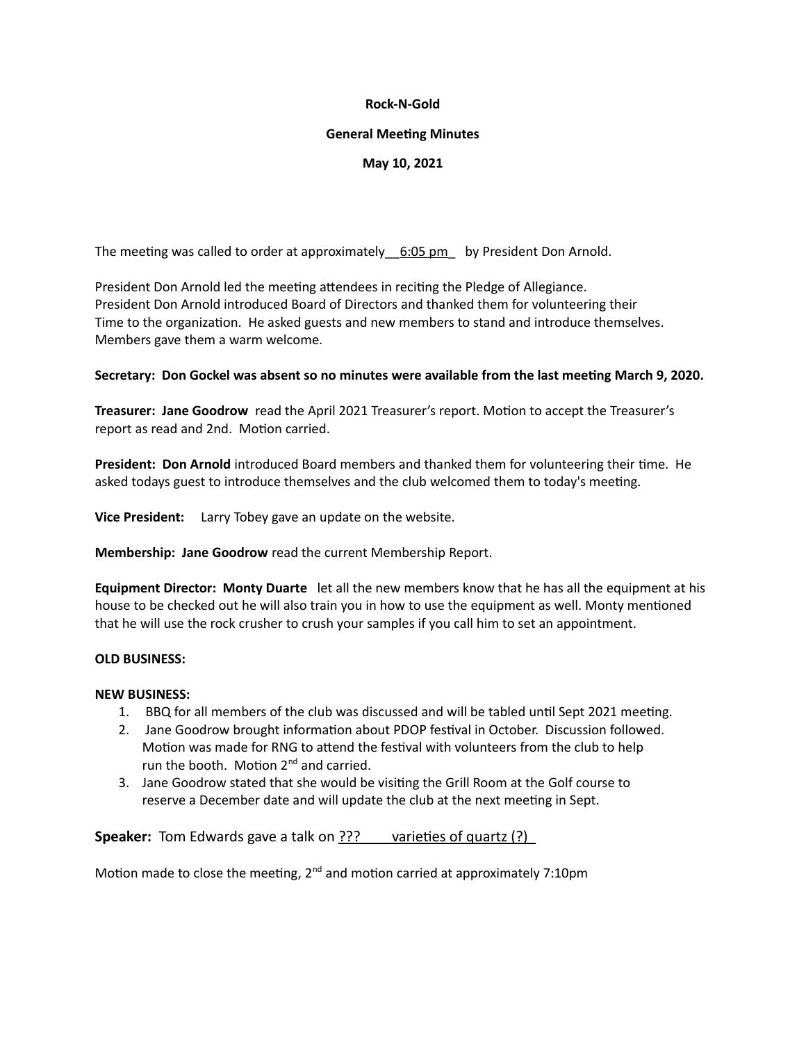**Rock-N-Gold**

**General Meeting Minutes**

**May 10, 2021**

The meeting was called to order at approximately__6:05 pm_ by President Don Arnold.

President Don Arnold led the meeting attendees in reciting the Pledge of Allegiance.
President Don Arnold introduced Board of Directors and thanked them for volunteering their Time to the organization. He asked guests and new members to stand and introduce themselves. Members gave them a warm welcome.

**Secretary: Don Gockel was absent so no minutes were available from the last meeting March 9, 2020.**

**Treasurer: Jane Goodrow** read the April 2021 Treasurer's report. Motion to accept the Treasurer's report as read and 2nd. Motion carried.

**President: Don Arnold** introduced Board members and thanked them for volunteering their time. He asked todays guest to introduce themselves and the club welcomed them to today's meeting.

**Vice President:** Larry Tobey gave an update on the website.

**Membership: Jane Goodrow** read the current Membership Report.

**Equipment Director: Monty Duarte** let all the new members know that he has all the equipment at his house to be checked out he will also train you in how to use the equipment as well. Monty mentioned that he will use the rock crusher to crush your samples if you call him to set an appointment.

**OLD BUSINESS:**

**NEW BUSINESS:**

1. BBQ for all members of the club was discussed and will be tabled until Sept 2021 meeting.
2. Jane Goodrow brought information about PDOP festival in October. Discussion followed. Motion was made for RNG to attend the festival with volunteers from the club to help run the booth. Motion 2nd and carried.
3. Jane Goodrow stated that she would be visiting the Grill Room at the Golf course to reserve a December date and will update the club at the next meeting in Sept.

**Speaker:** Tom Edwards gave a talk on ??? varieties of quartz (?)

Motion made to close the meeting, 2nd and motion carried at approximately 7:10pm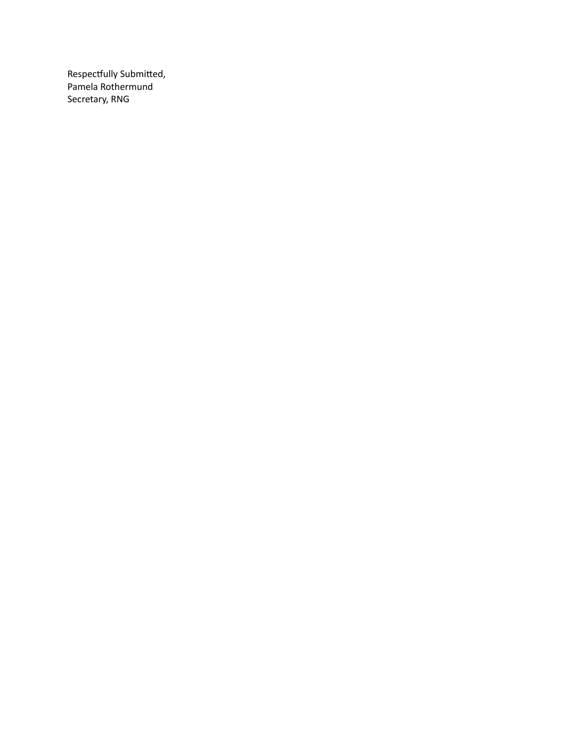Respectfully Submitted,  
Pamela Rothermund  
Secretary, RNG